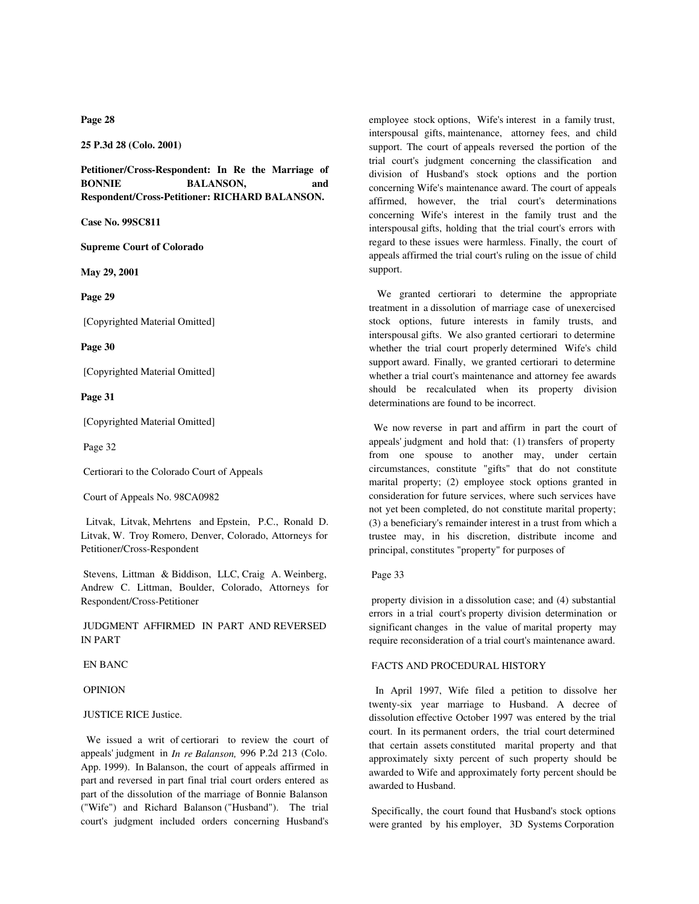**Page 28**

**25 P.3d 28 (Colo. 2001)**

**Petitioner/Cross-Respondent: In Re the Marriage of BONNIE BALANSON, and Respondent/Cross-Petitioner: RICHARD BALANSON.**

**Case No. 99SC811**

**Supreme Court of Colorado**

**May 29, 2001**

**Page 29**

[Copyrighted Material Omitted]

**Page 30**

[Copyrighted Material Omitted]

**Page 31**

[Copyrighted Material Omitted]

Page 32

Certiorari to the Colorado Court of Appeals

Court of Appeals No. 98CA0982

Litvak, Litvak, Mehrtens and Epstein, P.C., Ronald D. Litvak, W. Troy Romero, Denver, Colorado, Attorneys for Petitioner/Cross-Respondent

Stevens, Littman & Biddison, LLC, Craig A. Weinberg, Andrew C. Littman, Boulder, Colorado, Attorneys for Respondent/Cross-Petitioner

JUDGMENT AFFIRMED IN PART AND REVERSED IN PART

EN BANC

OPINION

JUSTICE RICE Justice.

We issued a writ of certiorari to review the court of appeals' judgment in *In re Balanson,* 996 P.2d 213 (Colo. App. 1999). In Balanson, the court of appeals affirmed in part and reversed in part final trial court orders entered as part of the dissolution of the marriage of Bonnie Balanson ("Wife") and Richard Balanson ("Husband"). The trial court's judgment included orders concerning Husband's employee stock options, Wife's interest in a family trust, interspousal gifts, maintenance, attorney fees, and child support. The court of appeals reversed the portion of the trial court's judgment concerning the classification and division of Husband's stock options and the portion concerning Wife's maintenance award. The court of appeals affirmed, however, the trial court's determinations concerning Wife's interest in the family trust and the interspousal gifts, holding that the trial court's errors with regard to these issues were harmless. Finally, the court of appeals affirmed the trial court's ruling on the issue of child support.

We granted certiorari to determine the appropriate treatment in a dissolution of marriage case of unexercised stock options, future interests in family trusts, and interspousal gifts. We also granted certiorari to determine whether the trial court properly determined Wife's child support award. Finally, we granted certiorari to determine whether a trial court's maintenance and attorney fee awards should be recalculated when its property division determinations are found to be incorrect.

We now reverse in part and affirm in part the court of appeals' judgment and hold that: (1) transfers of property from one spouse to another may, under certain circumstances, constitute "gifts" that do not constitute marital property; (2) employee stock options granted in consideration for future services, where such services have not yet been completed, do not constitute marital property; (3) a beneficiary's remainder interest in a trust from which a trustee may, in his discretion, distribute income and principal, constitutes "property" for purposes of

Page 33

property division in a dissolution case; and (4) substantial errors in a trial court's property division determination or significant changes in the value of marital property may require reconsideration of a trial court's maintenance award.

FACTS AND PROCEDURAL HISTORY

In April 1997, Wife filed a petition to dissolve her twenty-six year marriage to Husband. A decree of dissolution effective October 1997 was entered by the trial court. In its permanent orders, the trial court determined that certain assets constituted marital property and that approximately sixty percent of such property should be awarded to Wife and approximately forty percent should be awarded to Husband.

Specifically, the court found that Husband's stock options were granted by his employer, 3D Systems Corporation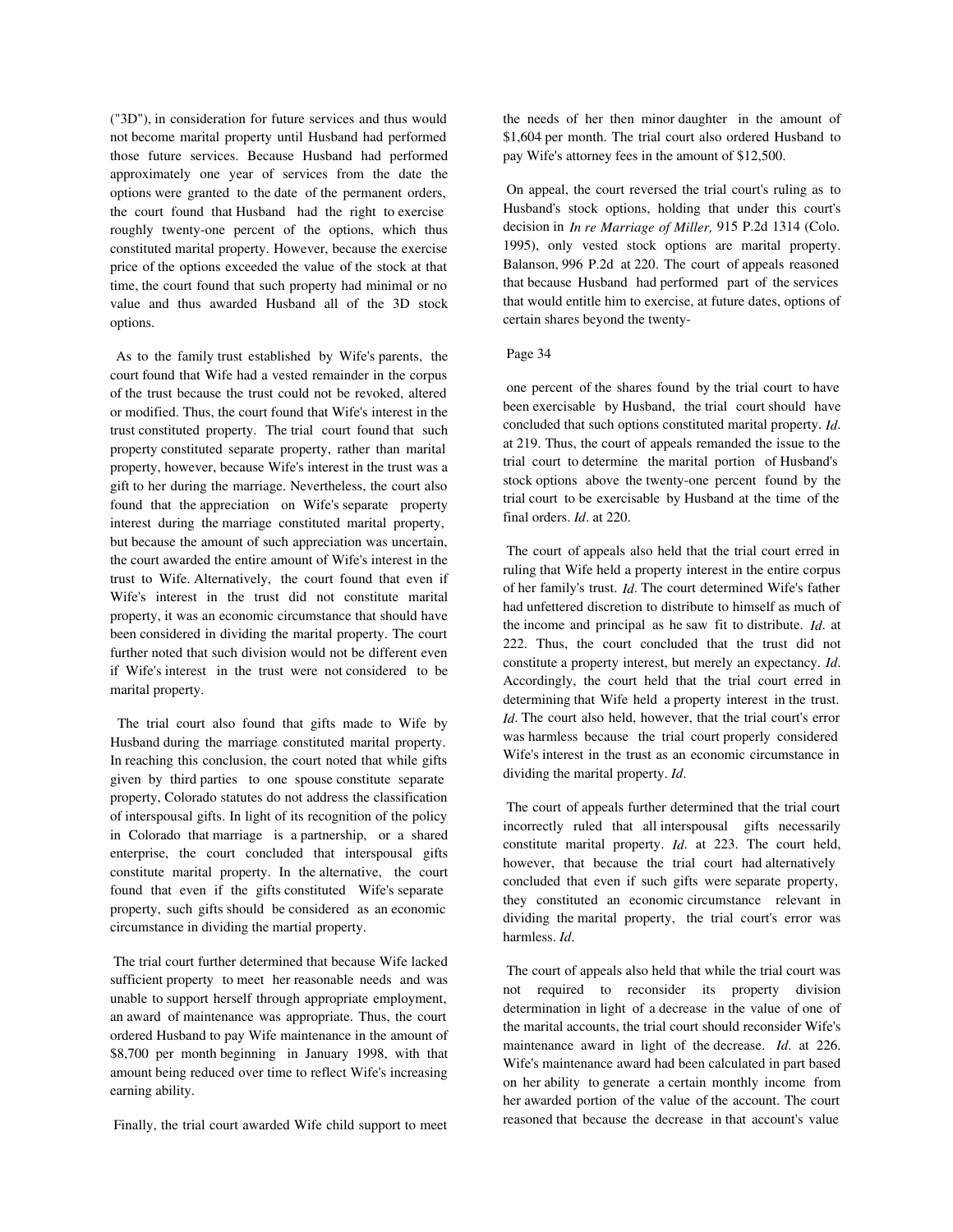("3D"), in consideration for future services and thus would not become marital property until Husband had performed those future services. Because Husband had performed approximately one year of services from the date the options were granted to the date of the permanent orders, the court found that Husband had the right to exercise roughly twenty-one percent of the options, which thus constituted marital property. However, because the exercise price of the options exceeded the value of the stock at that time, the court found that such property had minimal or no value and thus awarded Husband all of the 3D stock options.

As to the family trust established by Wife's parents, the court found that Wife had a vested remainder in the corpus of the trust because the trust could not be revoked, altered or modified. Thus, the court found that Wife's interest in the trust constituted property. The trial court found that such property constituted separate property, rather than marital property, however, because Wife's interest in the trust was a gift to her during the marriage. Nevertheless, the court also found that the appreciation on Wife's separate property interest during the marriage constituted marital property, but because the amount of such appreciation was uncertain, the court awarded the entire amount of Wife's interest in the trust to Wife. Alternatively, the court found that even if Wife's interest in the trust did not constitute marital property, it was an economic circumstance that should have been considered in dividing the marital property. The court further noted that such division would not be different even if Wife's interest in the trust were not considered to be marital property.

The trial court also found that gifts made to Wife by Husband during the marriage constituted marital property. In reaching this conclusion, the court noted that while gifts given by third parties to one spouse constitute separate property, Colorado statutes do not address the classification of interspousal gifts. In light of its recognition of the policy in Colorado that marriage is a partnership, or a shared enterprise, the court concluded that interspousal gifts constitute marital property. In the alternative, the court found that even if the gifts constituted Wife's separate property, such gifts should be considered as an economic circumstance in dividing the martial property.

The trial court further determined that because Wife lacked sufficient property to meet her reasonable needs and was unable to support herself through appropriate employment, an award of maintenance was appropriate. Thus, the court ordered Husband to pay Wife maintenance in the amount of $8,700 per month beginning in January 1998, with that amount being reduced over time to reflect Wife's increasing earning ability.

Finally, the trial court awarded Wife child support to meet the needs of her then minor daughter in the amount of $1,604 per month. The trial court also ordered Husband to pay Wife's attorney fees in the amount of $12,500.

On appeal, the court reversed the trial court's ruling as to Husband's stock options, holding that under this court's decision in *In re Marriage of Miller,* 915 P.2d 1314 (Colo. 1995), only vested stock options are marital property. Balanson, 996 P.2d at 220. The court of appeals reasoned that because Husband had performed part of the services that would entitle him to exercise, at future dates, options of certain shares beyond the twenty-

Page 34

one percent of the shares found by the trial court to have been exercisable by Husband, the trial court should have concluded that such options constituted marital property. *Id*. at 219. Thus, the court of appeals remanded the issue to the trial court to determine the marital portion of Husband's stock options above the twenty-one percent found by the trial court to be exercisable by Husband at the time of the final orders. *Id*. at 220.

The court of appeals also held that the trial court erred in ruling that Wife held a property interest in the entire corpus of her family's trust. *Id*. The court determined Wife's father had unfettered discretion to distribute to himself as much of the income and principal as he saw fit to distribute. *Id*. at 222. Thus, the court concluded that the trust did not constitute a property interest, but merely an expectancy. *Id*. Accordingly, the court held that the trial court erred in determining that Wife held a property interest in the trust. *Id*. The court also held, however, that the trial court's error was harmless because the trial court properly considered Wife's interest in the trust as an economic circumstance in dividing the marital property. *Id*.

The court of appeals further determined that the trial court incorrectly ruled that all interspousal gifts necessarily constitute marital property. *Id*. at 223. The court held, however, that because the trial court had alternatively concluded that even if such gifts were separate property, they constituted an economic circumstance relevant in dividing the marital property, the trial court's error was harmless. *Id*.

The court of appeals also held that while the trial court was not required to reconsider its property division determination in light of a decrease in the value of one of the marital accounts, the trial court should reconsider Wife's maintenance award in light of the decrease. *Id*. at 226. Wife's maintenance award had been calculated in part based on her ability to generate a certain monthly income from her awarded portion of the value of the account. The court reasoned that because the decrease in that account's value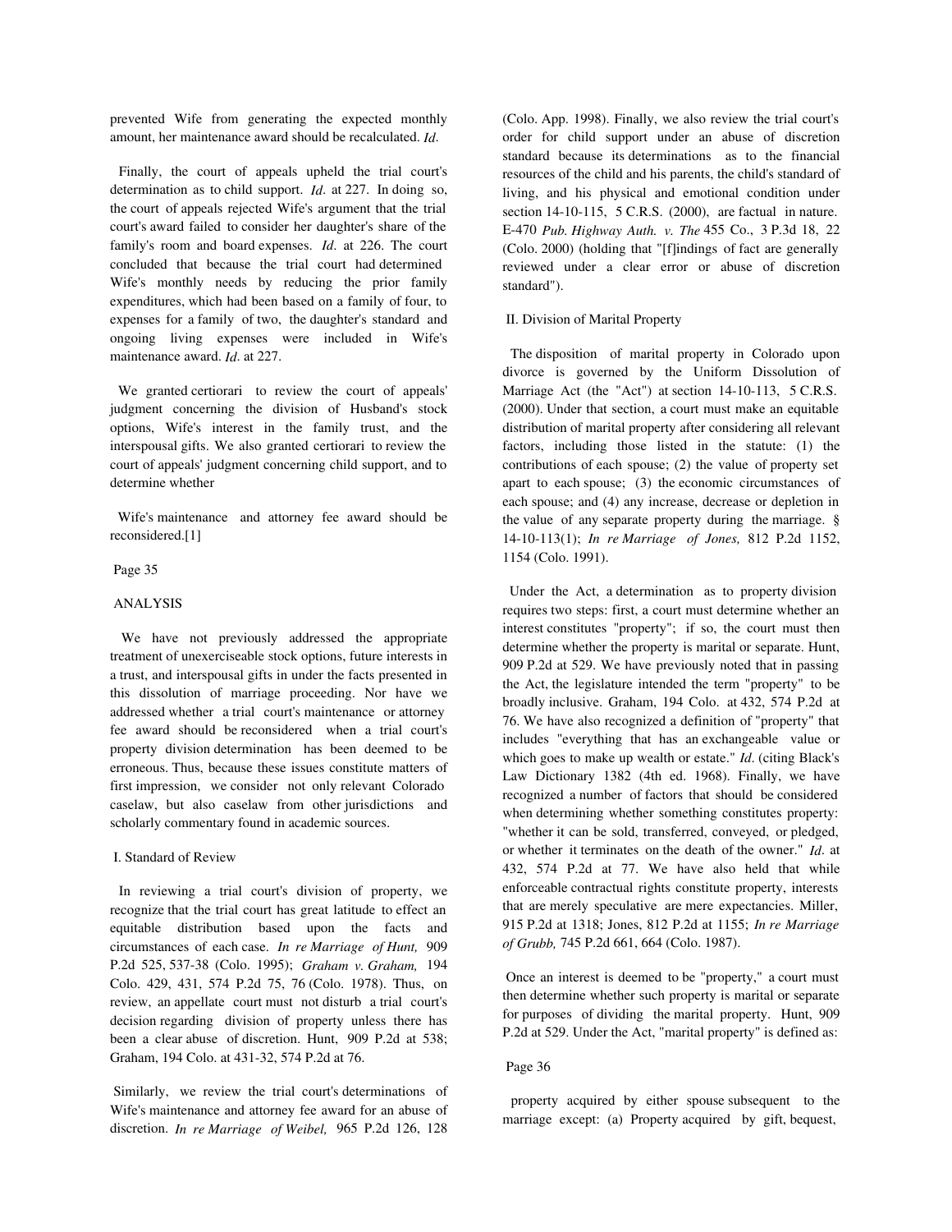prevented Wife from generating the expected monthly amount, her maintenance award should be recalculated. *Id*.

Finally, the court of appeals upheld the trial court's determination as to child support. *Id*. at 227. In doing so, the court of appeals rejected Wife's argument that the trial court's award failed to consider her daughter's share of the family's room and board expenses. *Id*. at 226. The court concluded that because the trial court had determined Wife's monthly needs by reducing the prior family expenditures, which had been based on a family of four, to expenses for a family of two, the daughter's standard and ongoing living expenses were included in Wife's maintenance award. *Id*. at 227.

We granted certiorari to review the court of appeals' judgment concerning the division of Husband's stock options, Wife's interest in the family trust, and the interspousal gifts. We also granted certiorari to review the court of appeals' judgment concerning child support, and to determine whether

Wife's maintenance and attorney fee award should be reconsidered.[1]

Page 35

ANALYSIS

We have not previously addressed the appropriate treatment of unexerciseable stock options, future interests in a trust, and interspousal gifts in under the facts presented in this dissolution of marriage proceeding. Nor have we addressed whether a trial court's maintenance or attorney fee award should be reconsidered when a trial court's property division determination has been deemed to be erroneous. Thus, because these issues constitute matters of first impression, we consider not only relevant Colorado caselaw, but also caselaw from other jurisdictions and scholarly commentary found in academic sources.

I. Standard of Review

In reviewing a trial court's division of property, we recognize that the trial court has great latitude to effect an equitable distribution based upon the facts and circumstances of each case. *In re Marriage of Hunt,* 909 P.2d 525, 537-38 (Colo. 1995); *Graham v. Graham,* 194 Colo. 429, 431, 574 P.2d 75, 76 (Colo. 1978). Thus, on review, an appellate court must not disturb a trial court's decision regarding division of property unless there has been a clear abuse of discretion. Hunt, 909 P.2d at 538; Graham, 194 Colo. at 431-32, 574 P.2d at 76.

Similarly, we review the trial court's determinations of Wife's maintenance and attorney fee award for an abuse of discretion. *In re Marriage of Weibel,* 965 P.2d 126, 128 (Colo. App. 1998). Finally, we also review the trial court's order for child support under an abuse of discretion standard because its determinations as to the financial resources of the child and his parents, the child's standard of living, and his physical and emotional condition under section 14-10-115, 5 C.R.S. (2000), are factual in nature. E-470 *Pub. Highway Auth. v. The* 455 Co., 3 P.3d 18, 22 (Colo. 2000) (holding that "[f]indings of fact are generally reviewed under a clear error or abuse of discretion standard").

II. Division of Marital Property

The disposition of marital property in Colorado upon divorce is governed by the Uniform Dissolution of Marriage Act (the "Act") at section 14-10-113, 5 C.R.S. (2000). Under that section, a court must make an equitable distribution of marital property after considering all relevant factors, including those listed in the statute: (1) the contributions of each spouse; (2) the value of property set apart to each spouse; (3) the economic circumstances of each spouse; and (4) any increase, decrease or depletion in the value of any separate property during the marriage. § 14-10-113(1); *In re Marriage of Jones,* 812 P.2d 1152, 1154 (Colo. 1991).

Under the Act, a determination as to property division requires two steps: first, a court must determine whether an interest constitutes "property"; if so, the court must then determine whether the property is marital or separate. Hunt, 909 P.2d at 529. We have previously noted that in passing the Act, the legislature intended the term "property" to be broadly inclusive. Graham, 194 Colo. at 432, 574 P.2d at 76. We have also recognized a definition of "property" that includes "everything that has an exchangeable value or which goes to make up wealth or estate." *Id*. (citing Black's Law Dictionary 1382 (4th ed. 1968). Finally, we have recognized a number of factors that should be considered when determining whether something constitutes property: "whether it can be sold, transferred, conveyed, or pledged, or whether it terminates on the death of the owner." *Id*. at 432, 574 P.2d at 77. We have also held that while enforceable contractual rights constitute property, interests that are merely speculative are mere expectancies. Miller, 915 P.2d at 1318; Jones, 812 P.2d at 1155; *In re Marriage of Grubb,* 745 P.2d 661, 664 (Colo. 1987).

Once an interest is deemed to be "property," a court must then determine whether such property is marital or separate for purposes of dividing the marital property. Hunt, 909 P.2d at 529. Under the Act, "marital property" is defined as:

Page 36

property acquired by either spouse subsequent to the marriage except: (a) Property acquired by gift, bequest,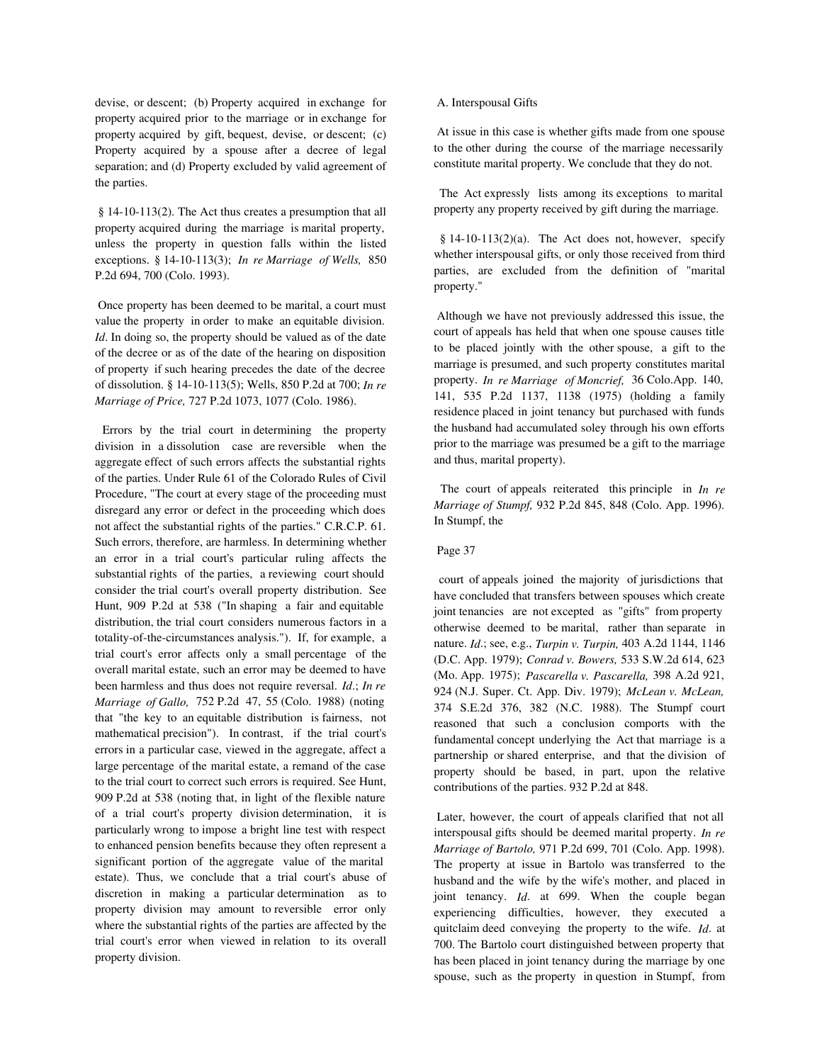devise, or descent; (b) Property acquired in exchange for property acquired prior to the marriage or in exchange for property acquired by gift, bequest, devise, or descent; (c) Property acquired by a spouse after a decree of legal separation; and (d) Property excluded by valid agreement of the parties.

§ 14-10-113(2). The Act thus creates a presumption that all property acquired during the marriage is marital property, unless the property in question falls within the listed exceptions. § 14-10-113(3); *In re Marriage of Wells,* 850 P.2d 694, 700 (Colo. 1993).

Once property has been deemed to be marital, a court must value the property in order to make an equitable division. *Id*. In doing so, the property should be valued as of the date of the decree or as of the date of the hearing on disposition of property if such hearing precedes the date of the decree of dissolution. § 14-10-113(5); Wells, 850 P.2d at 700; *In re Marriage of Price,* 727 P.2d 1073, 1077 (Colo. 1986).

Errors by the trial court in determining the property division in a dissolution case are reversible when the aggregate effect of such errors affects the substantial rights of the parties. Under Rule 61 of the Colorado Rules of Civil Procedure, "The court at every stage of the proceeding must disregard any error or defect in the proceeding which does not affect the substantial rights of the parties." C.R.C.P. 61. Such errors, therefore, are harmless. In determining whether an error in a trial court's particular ruling affects the substantial rights of the parties, a reviewing court should consider the trial court's overall property distribution. See Hunt, 909 P.2d at 538 ("In shaping a fair and equitable distribution, the trial court considers numerous factors in a totality-of-the-circumstances analysis."). If, for example, a trial court's error affects only a small percentage of the overall marital estate, such an error may be deemed to have been harmless and thus does not require reversal. *Id*.; *In re Marriage of Gallo,* 752 P.2d 47, 55 (Colo. 1988) (noting that "the key to an equitable distribution is fairness, not mathematical precision"). In contrast, if the trial court's errors in a particular case, viewed in the aggregate, affect a large percentage of the marital estate, a remand of the case to the trial court to correct such errors is required. See Hunt, 909 P.2d at 538 (noting that, in light of the flexible nature of a trial court's property division determination, it is particularly wrong to impose a bright line test with respect to enhanced pension benefits because they often represent a significant portion of the aggregate value of the marital estate). Thus, we conclude that a trial court's abuse of discretion in making a particular determination as to property division may amount to reversible error only where the substantial rights of the parties are affected by the trial court's error when viewed in relation to its overall property division.

A. Interspousal Gifts

At issue in this case is whether gifts made from one spouse to the other during the course of the marriage necessarily constitute marital property. We conclude that they do not.

The Act expressly lists among its exceptions to marital property any property received by gift during the marriage.

§ 14-10-113(2)(a). The Act does not, however, specify whether interspousal gifts, or only those received from third parties, are excluded from the definition of "marital property."

Although we have not previously addressed this issue, the court of appeals has held that when one spouse causes title to be placed jointly with the other spouse, a gift to the marriage is presumed, and such property constitutes marital property. *In re Marriage of Moncrief,* 36 Colo.App. 140, 141, 535 P.2d 1137, 1138 (1975) (holding a family residence placed in joint tenancy but purchased with funds the husband had accumulated soley through his own efforts prior to the marriage was presumed be a gift to the marriage and thus, marital property).

The court of appeals reiterated this principle in *In re Marriage of Stumpf,* 932 P.2d 845, 848 (Colo. App. 1996). In Stumpf, the

Page 37

court of appeals joined the majority of jurisdictions that have concluded that transfers between spouses which create joint tenancies are not excepted as "gifts" from property otherwise deemed to be marital, rather than separate in nature. *Id*.; see, e.g., *Turpin v. Turpin,* 403 A.2d 1144, 1146 (D.C. App. 1979); *Conrad v. Bowers,* 533 S.W.2d 614, 623 (Mo. App. 1975); *Pascarella v. Pascarella,* 398 A.2d 921, 924 (N.J. Super. Ct. App. Div. 1979); *McLean v. McLean,* 374 S.E.2d 376, 382 (N.C. 1988). The Stumpf court reasoned that such a conclusion comports with the fundamental concept underlying the Act that marriage is a partnership or shared enterprise, and that the division of property should be based, in part, upon the relative contributions of the parties. 932 P.2d at 848.

Later, however, the court of appeals clarified that not all interspousal gifts should be deemed marital property. *In re Marriage of Bartolo,* 971 P.2d 699, 701 (Colo. App. 1998). The property at issue in Bartolo was transferred to the husband and the wife by the wife's mother, and placed in joint tenancy. *Id*. at 699. When the couple began experiencing difficulties, however, they executed a quitclaim deed conveying the property to the wife. *Id*. at 700. The Bartolo court distinguished between property that has been placed in joint tenancy during the marriage by one spouse, such as the property in question in Stumpf, from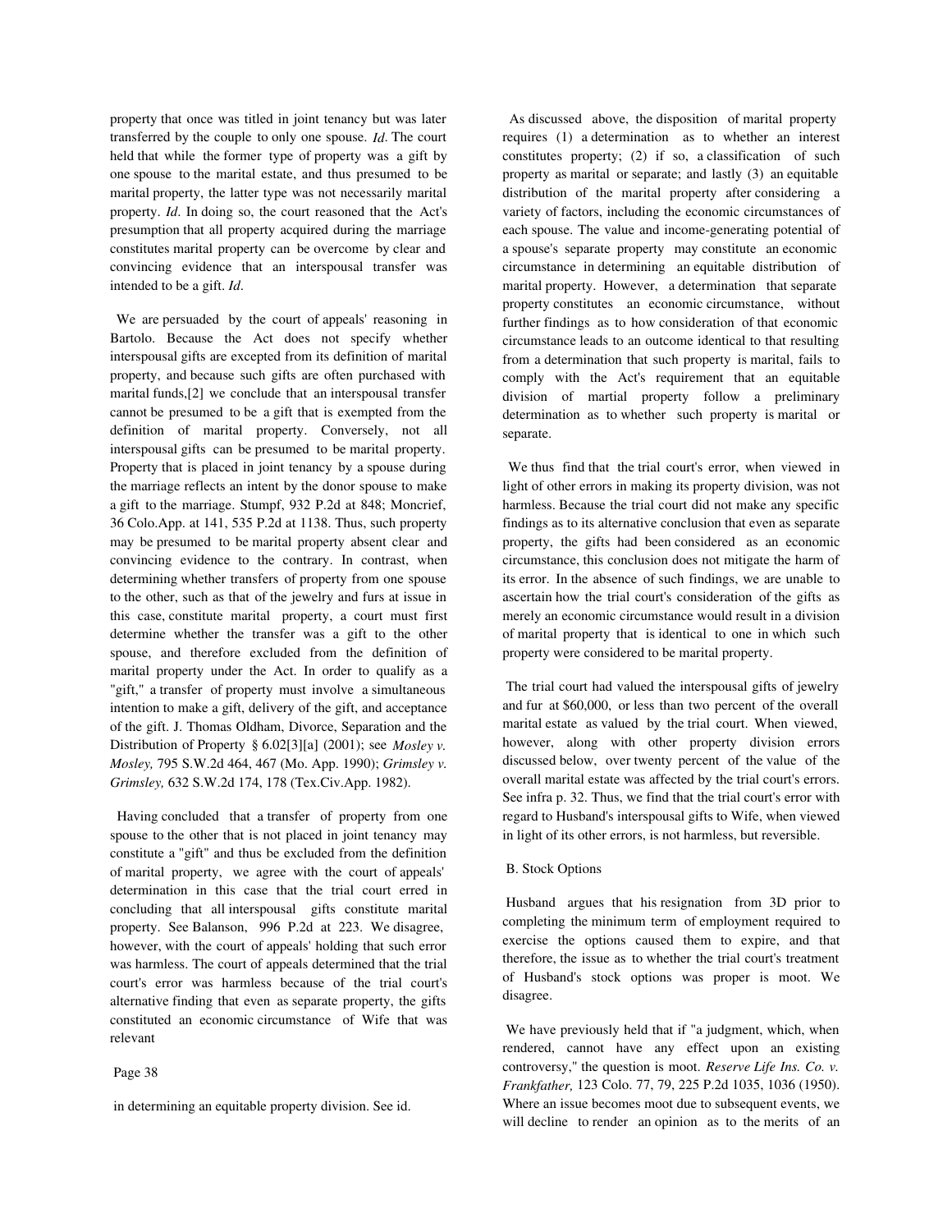property that once was titled in joint tenancy but was later transferred by the couple to only one spouse. *Id*. The court held that while the former type of property was a gift by one spouse to the marital estate, and thus presumed to be marital property, the latter type was not necessarily marital property. *Id*. In doing so, the court reasoned that the Act's presumption that all property acquired during the marriage constitutes marital property can be overcome by clear and convincing evidence that an interspousal transfer was intended to be a gift. *Id*.

We are persuaded by the court of appeals' reasoning in Bartolo. Because the Act does not specify whether interspousal gifts are excepted from its definition of marital property, and because such gifts are often purchased with marital funds,[2] we conclude that an interspousal transfer cannot be presumed to be a gift that is exempted from the definition of marital property. Conversely, not all interspousal gifts can be presumed to be marital property. Property that is placed in joint tenancy by a spouse during the marriage reflects an intent by the donor spouse to make a gift to the marriage. Stumpf, 932 P.2d at 848; Moncrief, 36 Colo.App. at 141, 535 P.2d at 1138. Thus, such property may be presumed to be marital property absent clear and convincing evidence to the contrary. In contrast, when determining whether transfers of property from one spouse to the other, such as that of the jewelry and furs at issue in this case, constitute marital property, a court must first determine whether the transfer was a gift to the other spouse, and therefore excluded from the definition of marital property under the Act. In order to qualify as a "gift," a transfer of property must involve a simultaneous intention to make a gift, delivery of the gift, and acceptance of the gift. J. Thomas Oldham, Divorce, Separation and the Distribution of Property § 6.02[3][a] (2001); see *Mosley v. Mosley,* 795 S.W.2d 464, 467 (Mo. App. 1990); *Grimsley v. Grimsley,* 632 S.W.2d 174, 178 (Tex.Civ.App. 1982).

Having concluded that a transfer of property from one spouse to the other that is not placed in joint tenancy may constitute a "gift" and thus be excluded from the definition of marital property, we agree with the court of appeals' determination in this case that the trial court erred in concluding that all interspousal gifts constitute marital property. See Balanson, 996 P.2d at 223. We disagree, however, with the court of appeals' holding that such error was harmless. The court of appeals determined that the trial court's error was harmless because of the trial court's alternative finding that even as separate property, the gifts constituted an economic circumstance of Wife that was relevant

Page 38

in determining an equitable property division. See id.

As discussed above, the disposition of marital property requires (1) a determination as to whether an interest constitutes property; (2) if so, a classification of such property as marital or separate; and lastly (3) an equitable distribution of the marital property after considering a variety of factors, including the economic circumstances of each spouse. The value and income-generating potential of a spouse's separate property may constitute an economic circumstance in determining an equitable distribution of marital property. However, a determination that separate property constitutes an economic circumstance, without further findings as to how consideration of that economic circumstance leads to an outcome identical to that resulting from a determination that such property is marital, fails to comply with the Act's requirement that an equitable division of martial property follow a preliminary determination as to whether such property is marital or separate.

We thus find that the trial court's error, when viewed in light of other errors in making its property division, was not harmless. Because the trial court did not make any specific findings as to its alternative conclusion that even as separate property, the gifts had been considered as an economic circumstance, this conclusion does not mitigate the harm of its error. In the absence of such findings, we are unable to ascertain how the trial court's consideration of the gifts as merely an economic circumstance would result in a division of marital property that is identical to one in which such property were considered to be marital property.

The trial court had valued the interspousal gifts of jewelry and fur at $60,000, or less than two percent of the overall marital estate as valued by the trial court. When viewed, however, along with other property division errors discussed below, over twenty percent of the value of the overall marital estate was affected by the trial court's errors. See infra p. 32. Thus, we find that the trial court's error with regard to Husband's interspousal gifts to Wife, when viewed in light of its other errors, is not harmless, but reversible.

B. Stock Options

Husband argues that his resignation from 3D prior to completing the minimum term of employment required to exercise the options caused them to expire, and that therefore, the issue as to whether the trial court's treatment of Husband's stock options was proper is moot. We disagree.

We have previously held that if "a judgment, which, when rendered, cannot have any effect upon an existing controversy," the question is moot. *Reserve Life Ins. Co. v. Frankfather,* 123 Colo. 77, 79, 225 P.2d 1035, 1036 (1950). Where an issue becomes moot due to subsequent events, we will decline to render an opinion as to the merits of an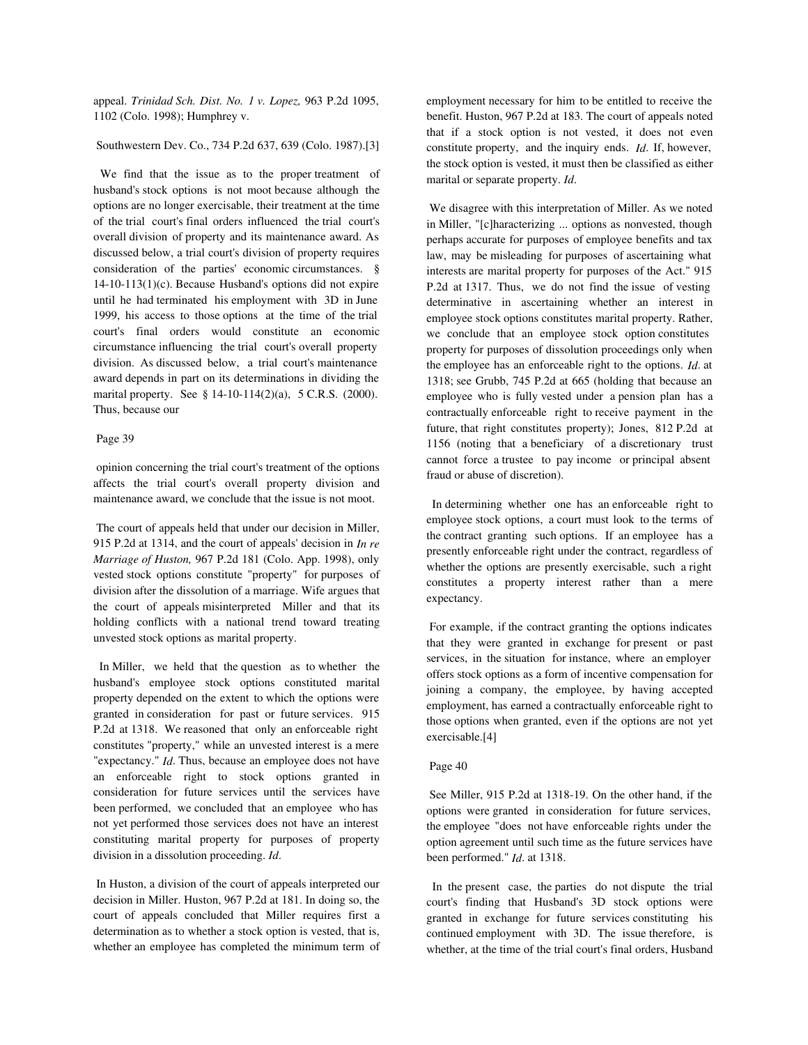appeal. *Trinidad Sch. Dist. No. 1 v. Lopez,* 963 P.2d 1095, 1102 (Colo. 1998); Humphrey v.

Southwestern Dev. Co., 734 P.2d 637, 639 (Colo. 1987).[3]

We find that the issue as to the proper treatment of husband's stock options is not moot because although the options are no longer exercisable, their treatment at the time of the trial court's final orders influenced the trial court's overall division of property and its maintenance award. As discussed below, a trial court's division of property requires consideration of the parties' economic circumstances. § 14-10-113(1)(c). Because Husband's options did not expire until he had terminated his employment with 3D in June 1999, his access to those options at the time of the trial court's final orders would constitute an economic circumstance influencing the trial court's overall property division. As discussed below, a trial court's maintenance award depends in part on its determinations in dividing the marital property. See § 14-10-114(2)(a), 5 C.R.S. (2000). Thus, because our

Page 39

opinion concerning the trial court's treatment of the options affects the trial court's overall property division and maintenance award, we conclude that the issue is not moot.

The court of appeals held that under our decision in Miller, 915 P.2d at 1314, and the court of appeals' decision in *In re Marriage of Huston,* 967 P.2d 181 (Colo. App. 1998), only vested stock options constitute "property" for purposes of division after the dissolution of a marriage. Wife argues that the court of appeals misinterpreted Miller and that its holding conflicts with a national trend toward treating unvested stock options as marital property.

In Miller, we held that the question as to whether the husband's employee stock options constituted marital property depended on the extent to which the options were granted in consideration for past or future services. 915 P.2d at 1318. We reasoned that only an enforceable right constitutes "property," while an unvested interest is a mere "expectancy." *Id*. Thus, because an employee does not have an enforceable right to stock options granted in consideration for future services until the services have been performed, we concluded that an employee who has not yet performed those services does not have an interest constituting marital property for purposes of property division in a dissolution proceeding. *Id*.

In Huston, a division of the court of appeals interpreted our decision in Miller. Huston, 967 P.2d at 181. In doing so, the court of appeals concluded that Miller requires first a determination as to whether a stock option is vested, that is, whether an employee has completed the minimum term of employment necessary for him to be entitled to receive the benefit. Huston, 967 P.2d at 183. The court of appeals noted that if a stock option is not vested, it does not even constitute property, and the inquiry ends. *Id*. If, however, the stock option is vested, it must then be classified as either marital or separate property. *Id*.

We disagree with this interpretation of Miller. As we noted in Miller, "[c]haracterizing ... options as nonvested, though perhaps accurate for purposes of employee benefits and tax law, may be misleading for purposes of ascertaining what interests are marital property for purposes of the Act." 915 P.2d at 1317. Thus, we do not find the issue of vesting determinative in ascertaining whether an interest in employee stock options constitutes marital property. Rather, we conclude that an employee stock option constitutes property for purposes of dissolution proceedings only when the employee has an enforceable right to the options. *Id*. at 1318; see Grubb, 745 P.2d at 665 (holding that because an employee who is fully vested under a pension plan has a contractually enforceable right to receive payment in the future, that right constitutes property); Jones, 812 P.2d at 1156 (noting that a beneficiary of a discretionary trust cannot force a trustee to pay income or principal absent fraud or abuse of discretion).

In determining whether one has an enforceable right to employee stock options, a court must look to the terms of the contract granting such options. If an employee has a presently enforceable right under the contract, regardless of whether the options are presently exercisable, such a right constitutes a property interest rather than a mere expectancy.

For example, if the contract granting the options indicates that they were granted in exchange for present or past services, in the situation for instance, where an employer offers stock options as a form of incentive compensation for joining a company, the employee, by having accepted employment, has earned a contractually enforceable right to those options when granted, even if the options are not yet exercisable.[4]

Page 40

See Miller, 915 P.2d at 1318-19. On the other hand, if the options were granted in consideration for future services, the employee "does not have enforceable rights under the option agreement until such time as the future services have been performed." *Id*. at 1318.

In the present case, the parties do not dispute the trial court's finding that Husband's 3D stock options were granted in exchange for future services constituting his continued employment with 3D. The issue therefore, is whether, at the time of the trial court's final orders, Husband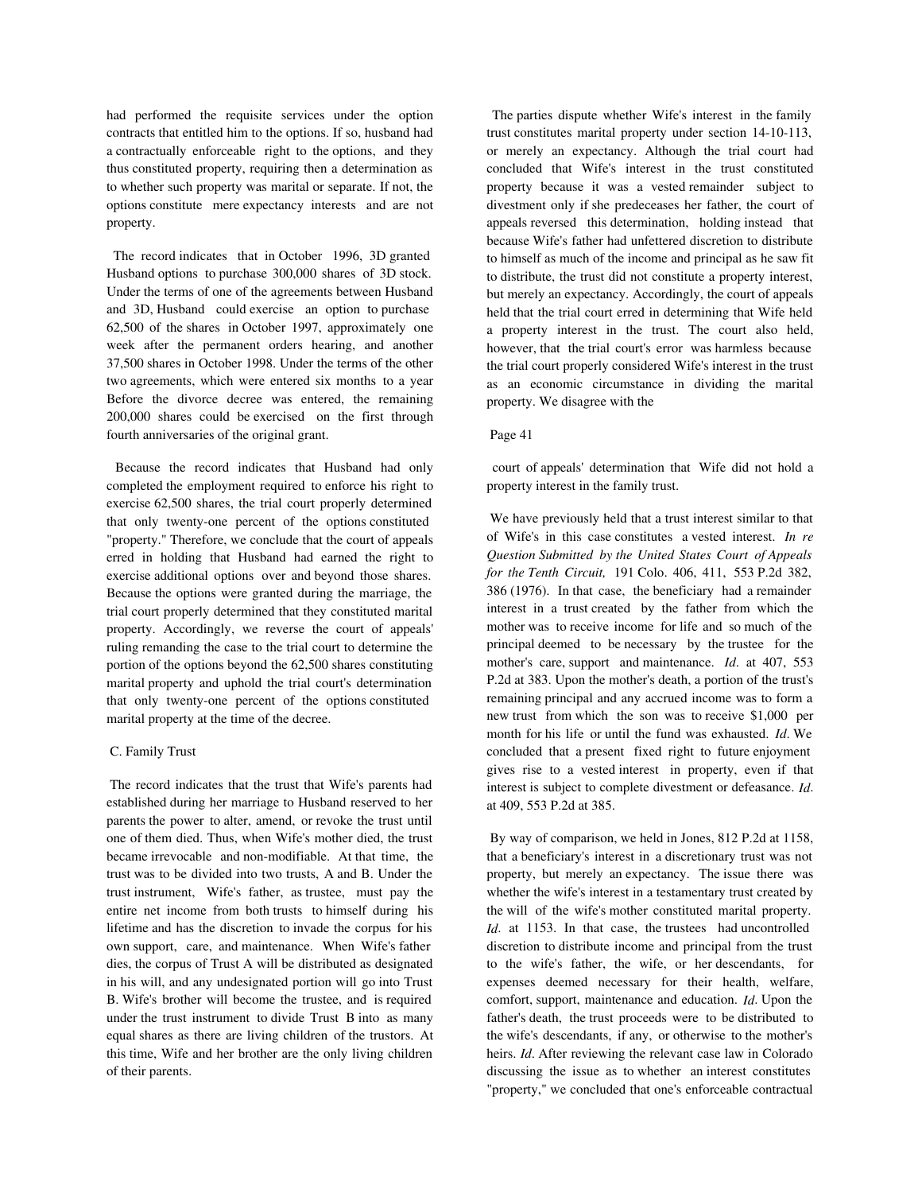had performed the requisite services under the option contracts that entitled him to the options. If so, husband had a contractually enforceable right to the options, and they thus constituted property, requiring then a determination as to whether such property was marital or separate. If not, the options constitute mere expectancy interests and are not property.

The record indicates that in October 1996, 3D granted Husband options to purchase 300,000 shares of 3D stock. Under the terms of one of the agreements between Husband and 3D, Husband could exercise an option to purchase 62,500 of the shares in October 1997, approximately one week after the permanent orders hearing, and another 37,500 shares in October 1998. Under the terms of the other two agreements, which were entered six months to a year Before the divorce decree was entered, the remaining 200,000 shares could be exercised on the first through fourth anniversaries of the original grant.

Because the record indicates that Husband had only completed the employment required to enforce his right to exercise 62,500 shares, the trial court properly determined that only twenty-one percent of the options constituted "property." Therefore, we conclude that the court of appeals erred in holding that Husband had earned the right to exercise additional options over and beyond those shares. Because the options were granted during the marriage, the trial court properly determined that they constituted marital property. Accordingly, we reverse the court of appeals' ruling remanding the case to the trial court to determine the portion of the options beyond the 62,500 shares constituting marital property and uphold the trial court's determination that only twenty-one percent of the options constituted marital property at the time of the decree.

C. Family Trust

The record indicates that the trust that Wife's parents had established during her marriage to Husband reserved to her parents the power to alter, amend, or revoke the trust until one of them died. Thus, when Wife's mother died, the trust became irrevocable and non-modifiable. At that time, the trust was to be divided into two trusts, A and B. Under the trust instrument, Wife's father, as trustee, must pay the entire net income from both trusts to himself during his lifetime and has the discretion to invade the corpus for his own support, care, and maintenance. When Wife's father dies, the corpus of Trust A will be distributed as designated in his will, and any undesignated portion will go into Trust B. Wife's brother will become the trustee, and is required under the trust instrument to divide Trust B into as many equal shares as there are living children of the trustors. At this time, Wife and her brother are the only living children of their parents.

The parties dispute whether Wife's interest in the family trust constitutes marital property under section 14-10-113, or merely an expectancy. Although the trial court had concluded that Wife's interest in the trust constituted property because it was a vested remainder subject to divestment only if she predeceases her father, the court of appeals reversed this determination, holding instead that because Wife's father had unfettered discretion to distribute to himself as much of the income and principal as he saw fit to distribute, the trust did not constitute a property interest, but merely an expectancy. Accordingly, the court of appeals held that the trial court erred in determining that Wife held a property interest in the trust. The court also held, however, that the trial court's error was harmless because the trial court properly considered Wife's interest in the trust as an economic circumstance in dividing the marital property. We disagree with the

Page 41

court of appeals' determination that Wife did not hold a property interest in the family trust.

We have previously held that a trust interest similar to that of Wife's in this case constitutes a vested interest. *In re Question Submitted by the United States Court of Appeals for the Tenth Circuit,* 191 Colo. 406, 411, 553 P.2d 382, 386 (1976). In that case, the beneficiary had a remainder interest in a trust created by the father from which the mother was to receive income for life and so much of the principal deemed to be necessary by the trustee for the mother's care, support and maintenance. *Id*. at 407, 553 P.2d at 383. Upon the mother's death, a portion of the trust's remaining principal and any accrued income was to form a new trust from which the son was to receive $1,000 per month for his life or until the fund was exhausted. *Id*. We concluded that a present fixed right to future enjoyment gives rise to a vested interest in property, even if that interest is subject to complete divestment or defeasance. *Id*. at 409, 553 P.2d at 385.

By way of comparison, we held in Jones, 812 P.2d at 1158, that a beneficiary's interest in a discretionary trust was not property, but merely an expectancy. The issue there was whether the wife's interest in a testamentary trust created by the will of the wife's mother constituted marital property. *Id*. at 1153. In that case, the trustees had uncontrolled discretion to distribute income and principal from the trust to the wife's father, the wife, or her descendants, for expenses deemed necessary for their health, welfare, comfort, support, maintenance and education. *Id*. Upon the father's death, the trust proceeds were to be distributed to the wife's descendants, if any, or otherwise to the mother's heirs. *Id*. After reviewing the relevant case law in Colorado discussing the issue as to whether an interest constitutes "property," we concluded that one's enforceable contractual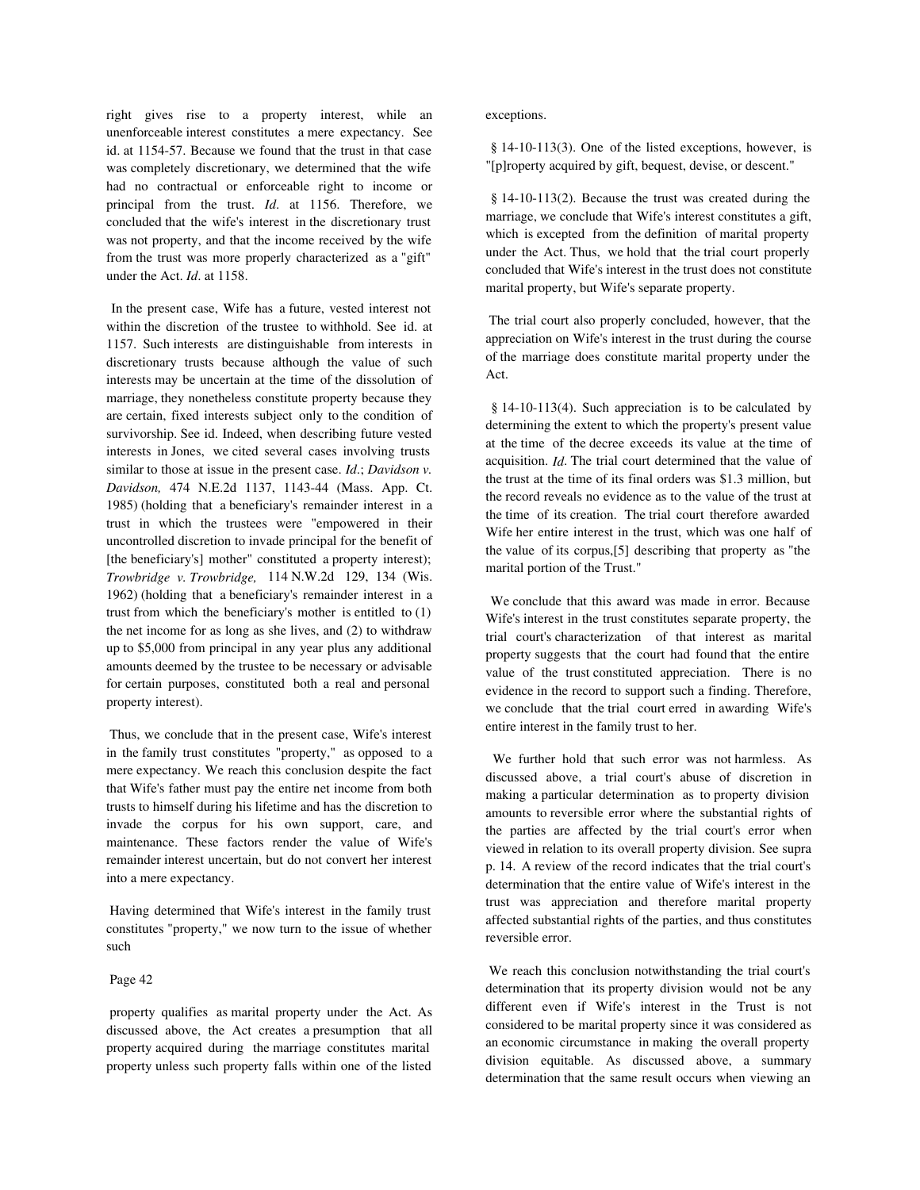right gives rise to a property interest, while an unenforceable interest constitutes a mere expectancy. See id. at 1154-57. Because we found that the trust in that case was completely discretionary, we determined that the wife had no contractual or enforceable right to income or principal from the trust. *Id*. at 1156. Therefore, we concluded that the wife's interest in the discretionary trust was not property, and that the income received by the wife from the trust was more properly characterized as a "gift" under the Act. *Id*. at 1158.

In the present case, Wife has a future, vested interest not within the discretion of the trustee to withhold. See id. at 1157. Such interests are distinguishable from interests in discretionary trusts because although the value of such interests may be uncertain at the time of the dissolution of marriage, they nonetheless constitute property because they are certain, fixed interests subject only to the condition of survivorship. See id. Indeed, when describing future vested interests in Jones, we cited several cases involving trusts similar to those at issue in the present case. *Id*.; *Davidson v. Davidson,* 474 N.E.2d 1137, 1143-44 (Mass. App. Ct. 1985) (holding that a beneficiary's remainder interest in a trust in which the trustees were "empowered in their uncontrolled discretion to invade principal for the benefit of [the beneficiary's] mother" constituted a property interest); *Trowbridge v. Trowbridge,* 114 N.W.2d 129, 134 (Wis. 1962) (holding that a beneficiary's remainder interest in a trust from which the beneficiary's mother is entitled to (1) the net income for as long as she lives, and (2) to withdraw up to $5,000 from principal in any year plus any additional amounts deemed by the trustee to be necessary or advisable for certain purposes, constituted both a real and personal property interest).

Thus, we conclude that in the present case, Wife's interest in the family trust constitutes "property," as opposed to a mere expectancy. We reach this conclusion despite the fact that Wife's father must pay the entire net income from both trusts to himself during his lifetime and has the discretion to invade the corpus for his own support, care, and maintenance. These factors render the value of Wife's remainder interest uncertain, but do not convert her interest into a mere expectancy.

Having determined that Wife's interest in the family trust constitutes "property," we now turn to the issue of whether such

Page 42

property qualifies as marital property under the Act. As discussed above, the Act creates a presumption that all property acquired during the marriage constitutes marital property unless such property falls within one of the listed exceptions.

§ 14-10-113(3). One of the listed exceptions, however, is "[p]roperty acquired by gift, bequest, devise, or descent."

§ 14-10-113(2). Because the trust was created during the marriage, we conclude that Wife's interest constitutes a gift, which is excepted from the definition of marital property under the Act. Thus, we hold that the trial court properly concluded that Wife's interest in the trust does not constitute marital property, but Wife's separate property.

The trial court also properly concluded, however, that the appreciation on Wife's interest in the trust during the course of the marriage does constitute marital property under the Act.

§ 14-10-113(4). Such appreciation is to be calculated by determining the extent to which the property's present value at the time of the decree exceeds its value at the time of acquisition. *Id*. The trial court determined that the value of the trust at the time of its final orders was $1.3 million, but the record reveals no evidence as to the value of the trust at the time of its creation. The trial court therefore awarded Wife her entire interest in the trust, which was one half of the value of its corpus,[5] describing that property as "the marital portion of the Trust."

We conclude that this award was made in error. Because Wife's interest in the trust constitutes separate property, the trial court's characterization of that interest as marital property suggests that the court had found that the entire value of the trust constituted appreciation. There is no evidence in the record to support such a finding. Therefore, we conclude that the trial court erred in awarding Wife's entire interest in the family trust to her.

We further hold that such error was not harmless. As discussed above, a trial court's abuse of discretion in making a particular determination as to property division amounts to reversible error where the substantial rights of the parties are affected by the trial court's error when viewed in relation to its overall property division. See supra p. 14. A review of the record indicates that the trial court's determination that the entire value of Wife's interest in the trust was appreciation and therefore marital property affected substantial rights of the parties, and thus constitutes reversible error.

We reach this conclusion notwithstanding the trial court's determination that its property division would not be any different even if Wife's interest in the Trust is not considered to be marital property since it was considered as an economic circumstance in making the overall property division equitable. As discussed above, a summary determination that the same result occurs when viewing an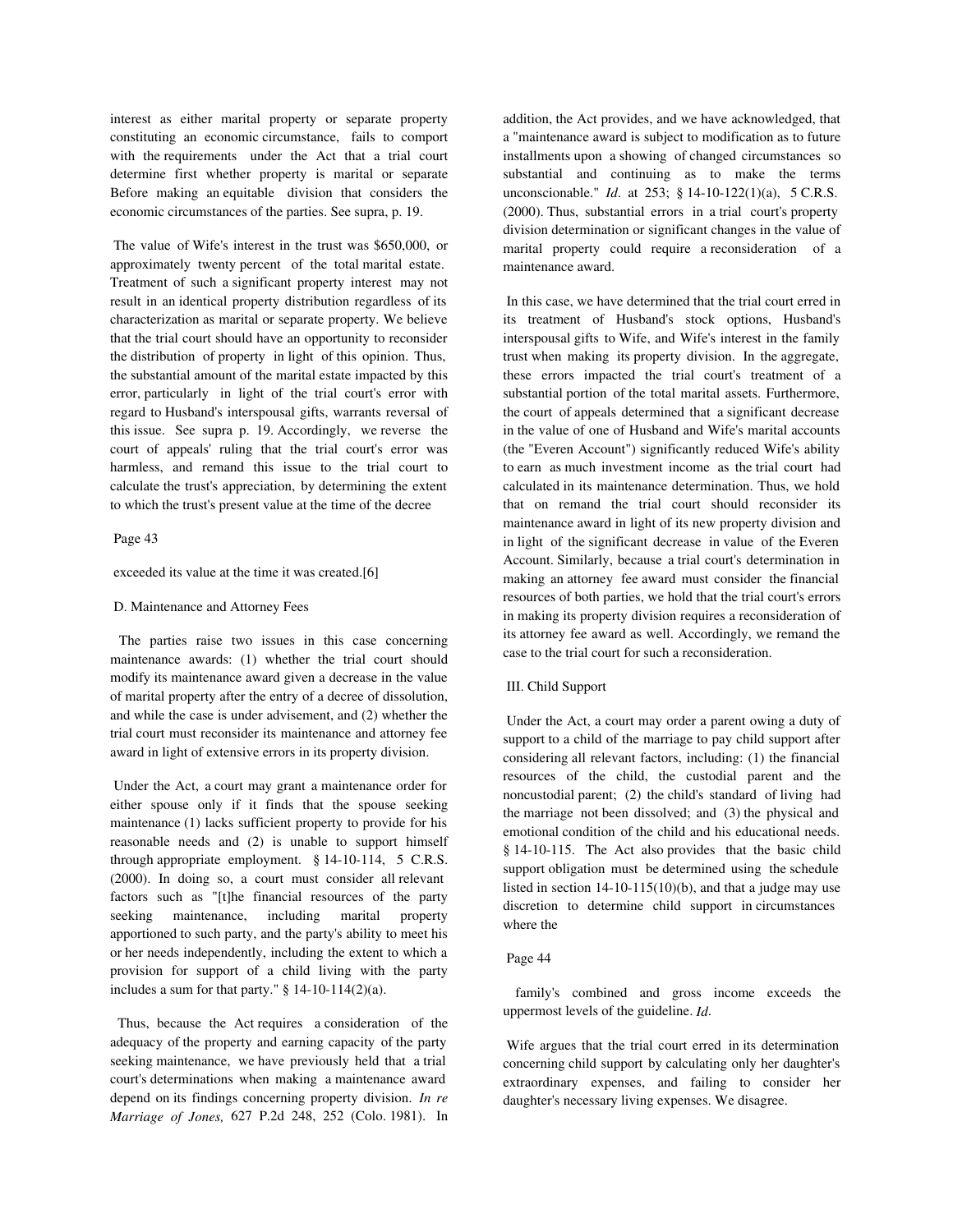interest as either marital property or separate property constituting an economic circumstance, fails to comport with the requirements under the Act that a trial court determine first whether property is marital or separate Before making an equitable division that considers the economic circumstances of the parties. See supra, p. 19.

The value of Wife's interest in the trust was $650,000, or approximately twenty percent of the total marital estate. Treatment of such a significant property interest may not result in an identical property distribution regardless of its characterization as marital or separate property. We believe that the trial court should have an opportunity to reconsider the distribution of property in light of this opinion. Thus, the substantial amount of the marital estate impacted by this error, particularly in light of the trial court's error with regard to Husband's interspousal gifts, warrants reversal of this issue. See supra p. 19. Accordingly, we reverse the court of appeals' ruling that the trial court's error was harmless, and remand this issue to the trial court to calculate the trust's appreciation, by determining the extent to which the trust's present value at the time of the decree

Page 43

exceeded its value at the time it was created.[6]

D. Maintenance and Attorney Fees

The parties raise two issues in this case concerning maintenance awards: (1) whether the trial court should modify its maintenance award given a decrease in the value of marital property after the entry of a decree of dissolution, and while the case is under advisement, and (2) whether the trial court must reconsider its maintenance and attorney fee award in light of extensive errors in its property division.

Under the Act, a court may grant a maintenance order for either spouse only if it finds that the spouse seeking maintenance (1) lacks sufficient property to provide for his reasonable needs and (2) is unable to support himself through appropriate employment. § 14-10-114, 5 C.R.S. (2000). In doing so, a court must consider all relevant factors such as "[t]he financial resources of the party seeking maintenance, including marital property apportioned to such party, and the party's ability to meet his or her needs independently, including the extent to which a provision for support of a child living with the party includes a sum for that party." § 14-10-114(2)(a).

Thus, because the Act requires a consideration of the adequacy of the property and earning capacity of the party seeking maintenance, we have previously held that a trial court's determinations when making a maintenance award depend on its findings concerning property division. *In re Marriage of Jones,* 627 P.2d 248, 252 (Colo. 1981). In addition, the Act provides, and we have acknowledged, that a "maintenance award is subject to modification as to future installments upon a showing of changed circumstances so substantial and continuing as to make the terms unconscionable." *Id*. at 253; § 14-10-122(1)(a), 5 C.R.S. (2000). Thus, substantial errors in a trial court's property division determination or significant changes in the value of marital property could require a reconsideration of a maintenance award.

In this case, we have determined that the trial court erred in its treatment of Husband's stock options, Husband's interspousal gifts to Wife, and Wife's interest in the family trust when making its property division. In the aggregate, these errors impacted the trial court's treatment of a substantial portion of the total marital assets. Furthermore, the court of appeals determined that a significant decrease in the value of one of Husband and Wife's marital accounts (the "Everen Account") significantly reduced Wife's ability to earn as much investment income as the trial court had calculated in its maintenance determination. Thus, we hold that on remand the trial court should reconsider its maintenance award in light of its new property division and in light of the significant decrease in value of the Everen Account. Similarly, because a trial court's determination in making an attorney fee award must consider the financial resources of both parties, we hold that the trial court's errors in making its property division requires a reconsideration of its attorney fee award as well. Accordingly, we remand the case to the trial court for such a reconsideration.

III. Child Support

Under the Act, a court may order a parent owing a duty of support to a child of the marriage to pay child support after considering all relevant factors, including: (1) the financial resources of the child, the custodial parent and the noncustodial parent; (2) the child's standard of living had the marriage not been dissolved; and (3) the physical and emotional condition of the child and his educational needs. § 14-10-115. The Act also provides that the basic child support obligation must be determined using the schedule listed in section 14-10-115(10)(b), and that a judge may use discretion to determine child support in circumstances where the

Page 44

family's combined and gross income exceeds the uppermost levels of the guideline. *Id*.

Wife argues that the trial court erred in its determination concerning child support by calculating only her daughter's extraordinary expenses, and failing to consider her daughter's necessary living expenses. We disagree.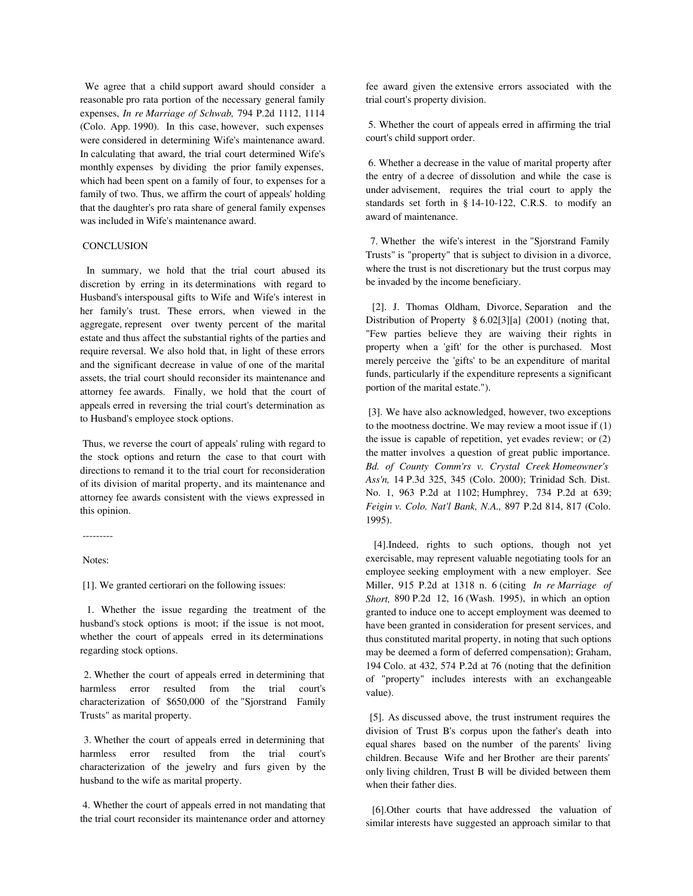We agree that a child support award should consider a reasonable pro rata portion of the necessary general family expenses, *In re Marriage of Schwab,* 794 P.2d 1112, 1114 (Colo. App. 1990). In this case, however, such expenses were considered in determining Wife's maintenance award. In calculating that award, the trial court determined Wife's monthly expenses by dividing the prior family expenses, which had been spent on a family of four, to expenses for a family of two. Thus, we affirm the court of appeals' holding that the daughter's pro rata share of general family expenses was included in Wife's maintenance award.

## CONCLUSION

In summary, we hold that the trial court abused its discretion by erring in its determinations with regard to Husband's interspousal gifts to Wife and Wife's interest in her family's trust. These errors, when viewed in the aggregate, represent over twenty percent of the marital estate and thus affect the substantial rights of the parties and require reversal. We also hold that, in light of these errors and the significant decrease in value of one of the marital assets, the trial court should reconsider its maintenance and attorney fee awards. Finally, we hold that the court of appeals erred in reversing the trial court's determination as to Husband's employee stock options.

Thus, we reverse the court of appeals' ruling with regard to the stock options and return the case to that court with directions to remand it to the trial court for reconsideration of its division of marital property, and its maintenance and attorney fee awards consistent with the views expressed in this opinion.

---------

Notes:

[1]. We granted certiorari on the following issues:

1. Whether the issue regarding the treatment of the husband's stock options is moot; if the issue is not moot, whether the court of appeals erred in its determinations regarding stock options.

2. Whether the court of appeals erred in determining that harmless error resulted from the trial court's characterization of $650,000 of the "Sjorstrand Family Trusts" as marital property.

3. Whether the court of appeals erred in determining that harmless error resulted from the trial court's characterization of the jewelry and furs given by the husband to the wife as marital property.

4. Whether the court of appeals erred in not mandating that the trial court reconsider its maintenance order and attorney fee award given the extensive errors associated with the trial court's property division.

5. Whether the court of appeals erred in affirming the trial court's child support order.

6. Whether a decrease in the value of marital property after the entry of a decree of dissolution and while the case is under advisement, requires the trial court to apply the standards set forth in § 14-10-122, C.R.S. to modify an award of maintenance.

7. Whether the wife's interest in the "Sjorstrand Family Trusts" is "property" that is subject to division in a divorce, where the trust is not discretionary but the trust corpus may be invaded by the income beneficiary.

[2]. J. Thomas Oldham, Divorce, Separation and the Distribution of Property § 6.02[3][a] (2001) (noting that, "Few parties believe they are waiving their rights in property when a 'gift' for the other is purchased. Most merely perceive the 'gifts' to be an expenditure of marital funds, particularly if the expenditure represents a significant portion of the marital estate.").

[3]. We have also acknowledged, however, two exceptions to the mootness doctrine. We may review a moot issue if (1) the issue is capable of repetition, yet evades review; or (2) the matter involves a question of great public importance. *Bd. of County Comm'rs v. Crystal Creek Homeowner's Ass'n,* 14 P.3d 325, 345 (Colo. 2000); Trinidad Sch. Dist. No. 1, 963 P.2d at 1102; Humphrey, 734 P.2d at 639; *Feigin v. Colo. Nat'l Bank, N.A.,* 897 P.2d 814, 817 (Colo. 1995).

[4]. Indeed, rights to such options, though not yet exercisable, may represent valuable negotiating tools for an employee seeking employment with a new employer. See Miller, 915 P.2d at 1318 n. 6 (citing *In re Marriage of Short,* 890 P.2d 12, 16 (Wash. 1995), in which an option granted to induce one to accept employment was deemed to have been granted in consideration for present services, and thus constituted marital property, in noting that such options may be deemed a form of deferred compensation); Graham, 194 Colo. at 432, 574 P.2d at 76 (noting that the definition of "property" includes interests with an exchangeable value).

[5]. As discussed above, the trust instrument requires the division of Trust B's corpus upon the father's death into equal shares based on the number of the parents' living children. Because Wife and her Brother are their parents' only living children, Trust B will be divided between them when their father dies.

[6]. Other courts that have addressed the valuation of similar interests have suggested an approach similar to that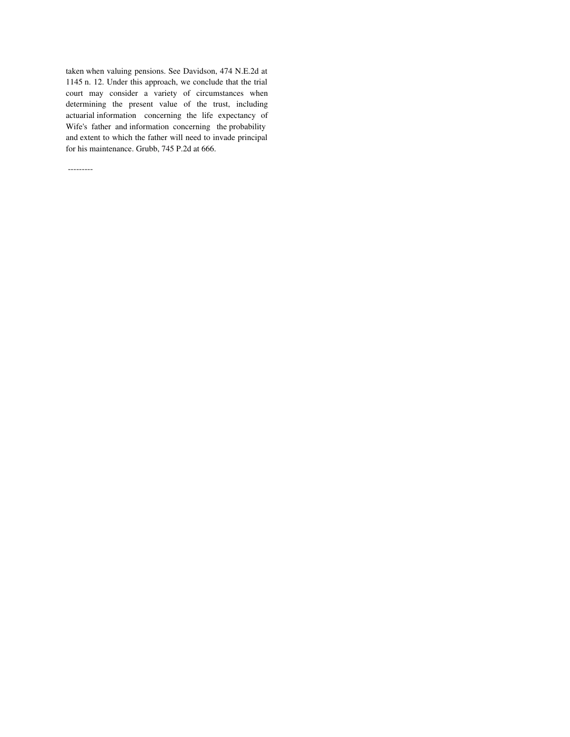taken when valuing pensions. See Davidson, 474 N.E.2d at 1145 n. 12. Under this approach, we conclude that the trial court may consider a variety of circumstances when determining the present value of the trust, including actuarial information concerning the life expectancy of Wife's father and information concerning the probability and extent to which the father will need to invade principal for his maintenance. Grubb, 745 P.2d at 666.

---------